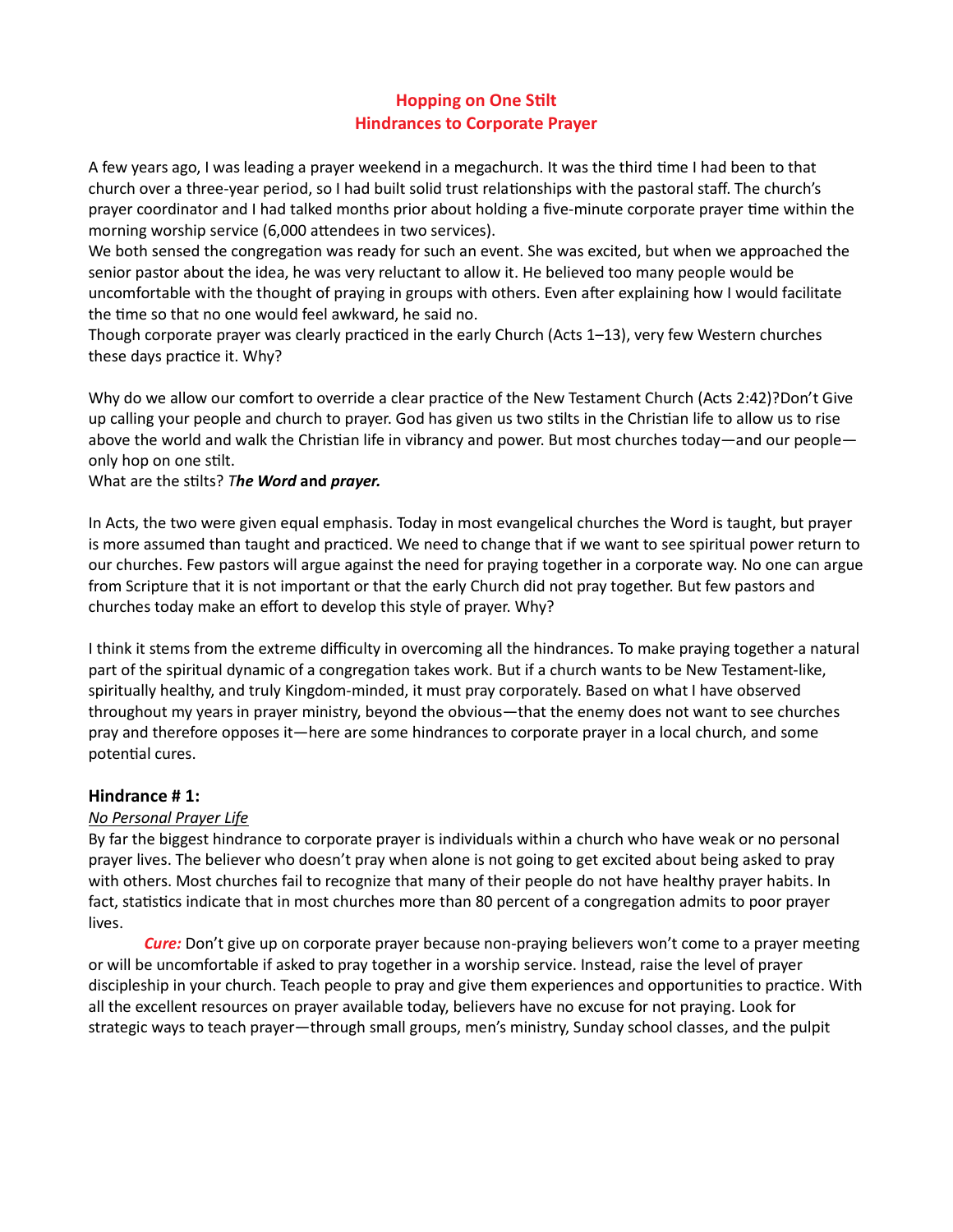# Hopping on One Stilt
## Hindrances to Corporate Prayer

A few years ago, I was leading a prayer weekend in a megachurch. It was the third time I had been to that church over a three-year period, so I had built solid trust relationships with the pastoral staff. The church's prayer coordinator and I had talked months prior about holding a five-minute corporate prayer time within the morning worship service (6,000 attendees in two services).

We both sensed the congregation was ready for such an event. She was excited, but when we approached the senior pastor about the idea, he was very reluctant to allow it. He believed too many people would be uncomfortable with the thought of praying in groups with others. Even after explaining how I would facilitate the time so that no one would feel awkward, he said no.

Though corporate prayer was clearly practiced in the early Church (Acts 1–13), very few Western churches these days practice it. Why?

Why do we allow our comfort to override a clear practice of the New Testament Church (Acts 2:42)?Don't Give up calling your people and church to prayer. God has given us two stilts in the Christian life to allow us to rise above the world and walk the Christian life in vibrancy and power. But most churches today—and our people—only hop on one stilt.

What are the stilts? *T**he Word*** **and** ***prayer.***

In Acts, the two were given equal emphasis. Today in most evangelical churches the Word is taught, but prayer is more assumed than taught and practiced. We need to change that if we want to see spiritual power return to our churches. Few pastors will argue against the need for praying together in a corporate way. No one can argue from Scripture that it is not important or that the early Church did not pray together. But few pastors and churches today make an effort to develop this style of prayer. Why?

I think it stems from the extreme difficulty in overcoming all the hindrances. To make praying together a natural part of the spiritual dynamic of a congregation takes work. But if a church wants to be New Testament-like, spiritually healthy, and truly Kingdom-minded, it must pray corporately. Based on what I have observed throughout my years in prayer ministry, beyond the obvious—that the enemy does not want to see churches pray and therefore opposes it—here are some hindrances to corporate prayer in a local church, and some potential cures.

### Hindrance # 1:

*No Personal Prayer Life*

By far the biggest hindrance to corporate prayer is individuals within a church who have weak or no personal prayer lives. The believer who doesn't pray when alone is not going to get excited about being asked to pray with others. Most churches fail to recognize that many of their people do not have healthy prayer habits. In fact, statistics indicate that in most churches more than 80 percent of a congregation admits to poor prayer lives.

***Cure:*** Don't give up on corporate prayer because non-praying believers won't come to a prayer meeting or will be uncomfortable if asked to pray together in a worship service. Instead, raise the level of prayer discipleship in your church. Teach people to pray and give them experiences and opportunities to practice. With all the excellent resources on prayer available today, believers have no excuse for not praying. Look for strategic ways to teach prayer—through small groups, men's ministry, Sunday school classes, and the pulpit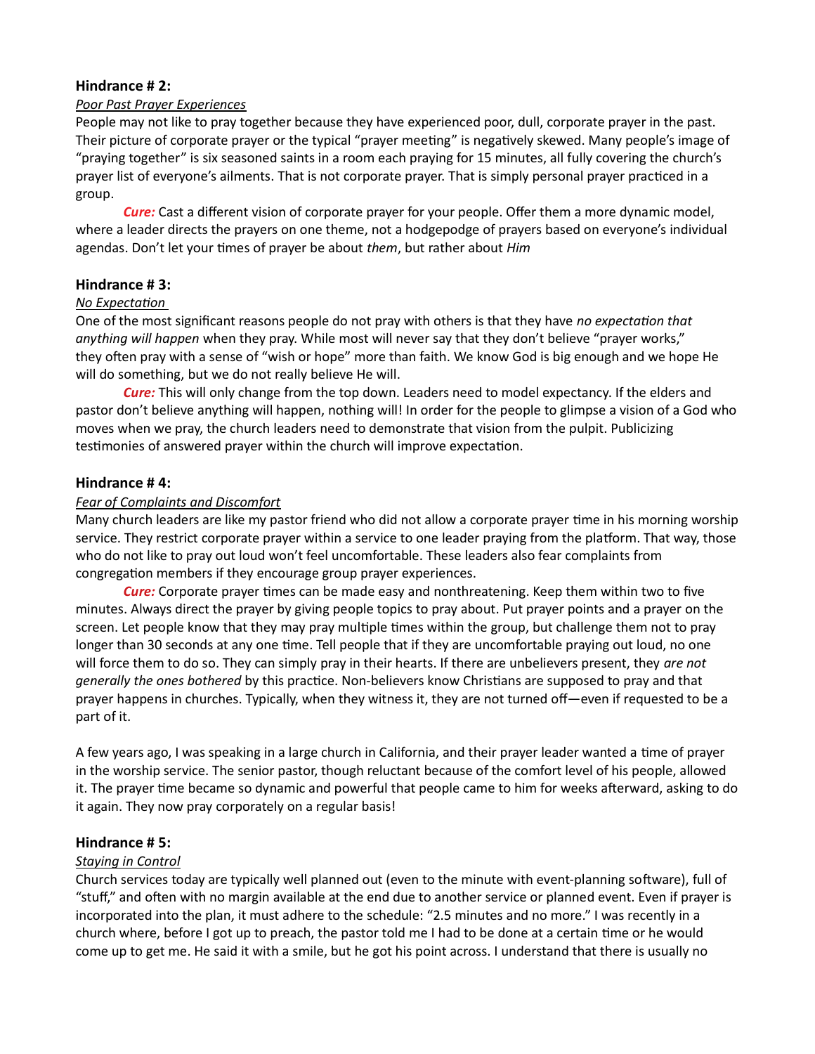### Hindrance # 2:

*Poor Past Prayer Experiences*

People may not like to pray together because they have experienced poor, dull, corporate prayer in the past. Their picture of corporate prayer or the typical "prayer meeting" is negatively skewed. Many people's image of "praying together" is six seasoned saints in a room each praying for 15 minutes, all fully covering the church's prayer list of everyone's ailments. That is not corporate prayer. That is simply personal prayer practiced in a group.

***Cure:*** Cast a different vision of corporate prayer for your people. Offer them a more dynamic model, where a leader directs the prayers on one theme, not a hodgepodge of prayers based on everyone's individual agendas. Don't let your times of prayer be about *them*, but rather about *Him*

### Hindrance # 3:

*No Expectation*

One of the most significant reasons people do not pray with others is that they have *no expectation that anything will happen* when they pray. While most will never say that they don't believe "prayer works," they often pray with a sense of "wish or hope" more than faith. We know God is big enough and we hope He will do something, but we do not really believe He will.

***Cure:*** This will only change from the top down. Leaders need to model expectancy. If the elders and pastor don't believe anything will happen, nothing will! In order for the people to glimpse a vision of a God who moves when we pray, the church leaders need to demonstrate that vision from the pulpit. Publicizing testimonies of answered prayer within the church will improve expectation.

### Hindrance # 4:

*Fear of Complaints and Discomfort*

Many church leaders are like my pastor friend who did not allow a corporate prayer time in his morning worship service. They restrict corporate prayer within a service to one leader praying from the platform. That way, those who do not like to pray out loud won't feel uncomfortable. These leaders also fear complaints from congregation members if they encourage group prayer experiences.

***Cure:*** Corporate prayer times can be made easy and nonthreatening. Keep them within two to five minutes. Always direct the prayer by giving people topics to pray about. Put prayer points and a prayer on the screen. Let people know that they may pray multiple times within the group, but challenge them not to pray longer than 30 seconds at any one time. Tell people that if they are uncomfortable praying out loud, no one will force them to do so. They can simply pray in their hearts. If there are unbelievers present, they *are not generally the ones bothered* by this practice. Non-believers know Christians are supposed to pray and that prayer happens in churches. Typically, when they witness it, they are not turned off—even if requested to be a part of it.

A few years ago, I was speaking in a large church in California, and their prayer leader wanted a time of prayer in the worship service. The senior pastor, though reluctant because of the comfort level of his people, allowed it. The prayer time became so dynamic and powerful that people came to him for weeks afterward, asking to do it again. They now pray corporately on a regular basis!

### Hindrance # 5:

*Staying in Control*

Church services today are typically well planned out (even to the minute with event-planning software), full of "stuff," and often with no margin available at the end due to another service or planned event. Even if prayer is incorporated into the plan, it must adhere to the schedule: "2.5 minutes and no more." I was recently in a church where, before I got up to preach, the pastor told me I had to be done at a certain time or he would come up to get me. He said it with a smile, but he got his point across. I understand that there is usually no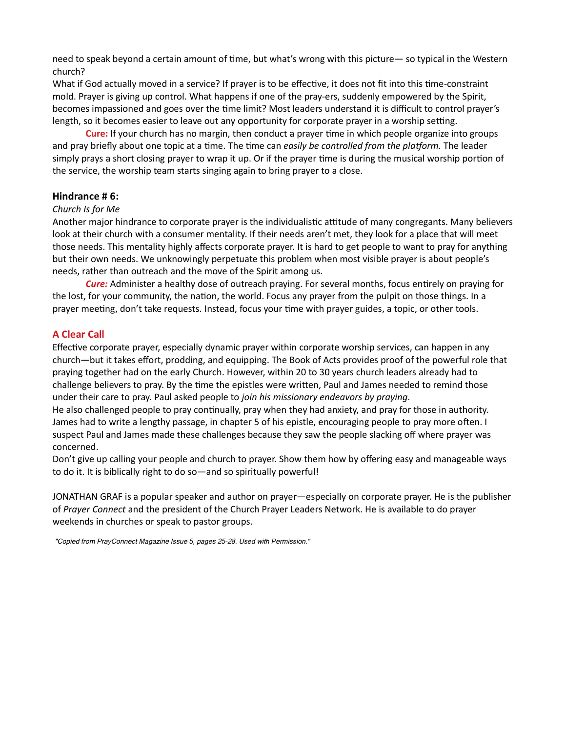need to speak beyond a certain amount of time, but what's wrong with this picture— so typical in the Western church?

What if God actually moved in a service? If prayer is to be effective, it does not fit into this time-constraint mold. Prayer is giving up control. What happens if one of the pray-ers, suddenly empowered by the Spirit, becomes impassioned and goes over the time limit? Most leaders understand it is difficult to control prayer's length, so it becomes easier to leave out any opportunity for corporate prayer in a worship setting.

**Cure:** If your church has no margin, then conduct a prayer time in which people organize into groups and pray briefly about one topic at a time. The time can *easily be controlled from the platform.* The leader simply prays a short closing prayer to wrap it up. Or if the prayer time is during the musical worship portion of the service, the worship team starts singing again to bring prayer to a close.

### Hindrance # 6:

<u>*Church Is for Me*</u>

Another major hindrance to corporate prayer is the individualistic attitude of many congregants. Many believers look at their church with a consumer mentality. If their needs aren't met, they look for a place that will meet those needs. This mentality highly affects corporate prayer. It is hard to get people to want to pray for anything but their own needs. We unknowingly perpetuate this problem when most visible prayer is about people's needs, rather than outreach and the move of the Spirit among us.

***Cure:*** Administer a healthy dose of outreach praying. For several months, focus entirely on praying for the lost, for your community, the nation, the world. Focus any prayer from the pulpit on those things. In a prayer meeting, don't take requests. Instead, focus your time with prayer guides, a topic, or other tools.

## A Clear Call

Effective corporate prayer, especially dynamic prayer within corporate worship services, can happen in any church—but it takes effort, prodding, and equipping. The Book of Acts provides proof of the powerful role that praying together had on the early Church. However, within 20 to 30 years church leaders already had to challenge believers to pray. By the time the epistles were written, Paul and James needed to remind those under their care to pray. Paul asked people to *join his missionary endeavors by praying*.

He also challenged people to pray continually, pray when they had anxiety, and pray for those in authority. James had to write a lengthy passage, in chapter 5 of his epistle, encouraging people to pray more often. I suspect Paul and James made these challenges because they saw the people slacking off where prayer was concerned.

Don't give up calling your people and church to prayer. Show them how by offering easy and manageable ways to do it. It is biblically right to do so—and so spiritually powerful!

JONATHAN GRAF is a popular speaker and author on prayer—especially on corporate prayer. He is the publisher of *Prayer Connect* and the president of the Church Prayer Leaders Network. He is available to do prayer weekends in churches or speak to pastor groups.

*"Copied from PrayConnect Magazine Issue 5, pages 25-28. Used with Permission."*